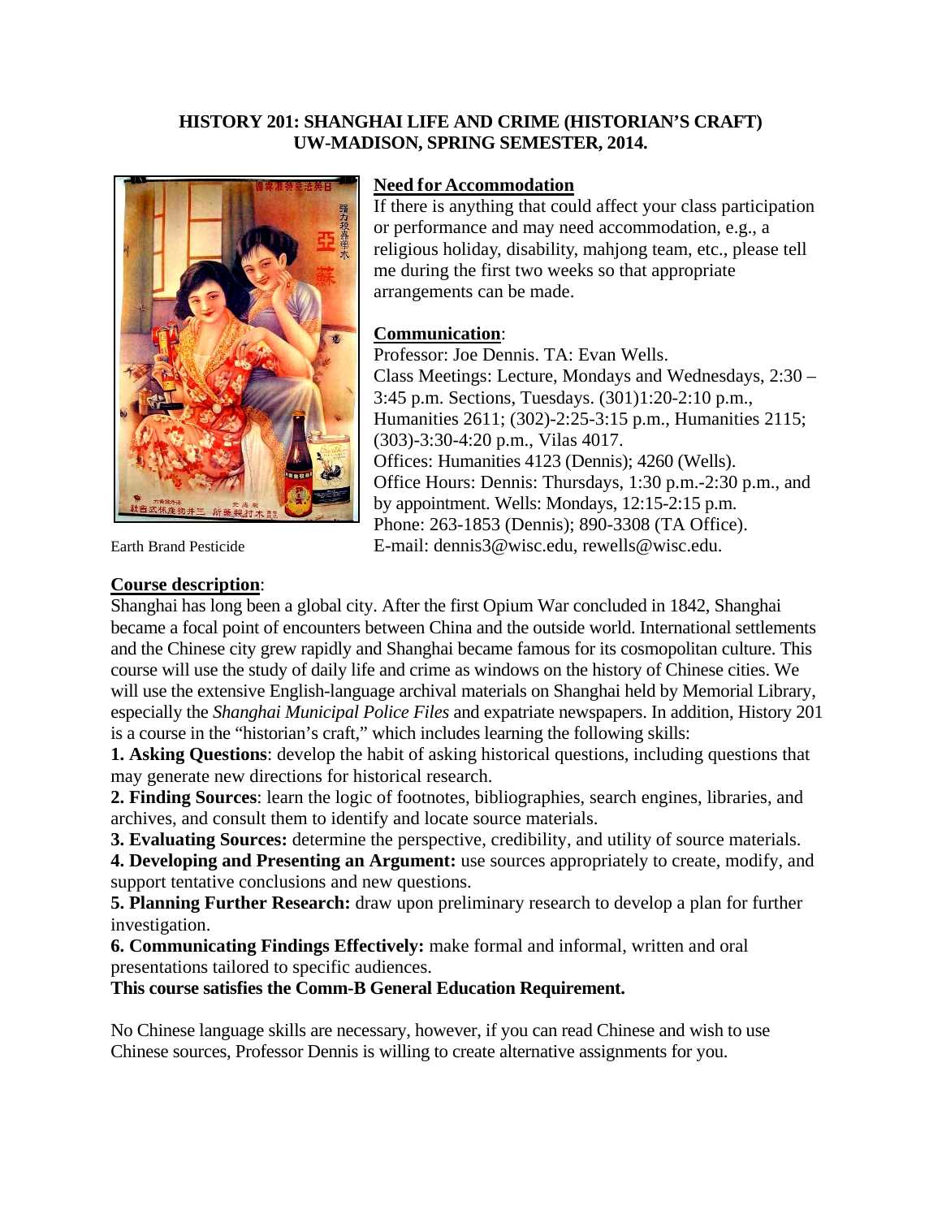**HISTORY 201: SHANGHAI LIFE AND CRIME (HISTORIAN'S CRAFT)**
**UW-MADISON, SPRING SEMESTER, 2014.**

Earth Brand Pesticide

## Need for Accommodation

If there is anything that could affect your class participation or performance and may need accommodation, e.g., a religious holiday, disability, mahjong team, etc., please tell me during the first two weeks so that appropriate arrangements can be made.

## Communication:

Professor: Joe Dennis. TA: Evan Wells.
Class Meetings: Lecture, Mondays and Wednesdays, 2:30 – 3:45 p.m. Sections, Tuesdays. (301)1:20-2:10 p.m., Humanities 2611; (302)-2:25-3:15 p.m., Humanities 2115; (303)-3:30-4:20 p.m., Vilas 4017.
Offices: Humanities 4123 (Dennis); 4260 (Wells).
Office Hours: Dennis: Thursdays, 1:30 p.m.-2:30 p.m., and by appointment. Wells: Mondays, 12:15-2:15 p.m.
Phone: 263-1853 (Dennis); 890-3308 (TA Office).
E-mail: dennis3@wisc.edu, rewells@wisc.edu.

## Course description:

Shanghai has long been a global city. After the first Opium War concluded in 1842, Shanghai became a focal point of encounters between China and the outside world. International settlements and the Chinese city grew rapidly and Shanghai became famous for its cosmopolitan culture. This course will use the study of daily life and crime as windows on the history of Chinese cities. We will use the extensive English-language archival materials on Shanghai held by Memorial Library, especially the *Shanghai Municipal Police Files* and expatriate newspapers. In addition, History 201 is a course in the "historian's craft," which includes learning the following skills:

**1. Asking Questions**: develop the habit of asking historical questions, including questions that may generate new directions for historical research.
**2. Finding Sources**: learn the logic of footnotes, bibliographies, search engines, libraries, and archives, and consult them to identify and locate source materials.
**3. Evaluating Sources:** determine the perspective, credibility, and utility of source materials.
**4. Developing and Presenting an Argument:** use sources appropriately to create, modify, and support tentative conclusions and new questions.
**5. Planning Further Research:** draw upon preliminary research to develop a plan for further investigation.
**6. Communicating Findings Effectively:** make formal and informal, written and oral presentations tailored to specific audiences.
**This course satisfies the Comm-B General Education Requirement.**

No Chinese language skills are necessary, however, if you can read Chinese and wish to use Chinese sources, Professor Dennis is willing to create alternative assignments for you.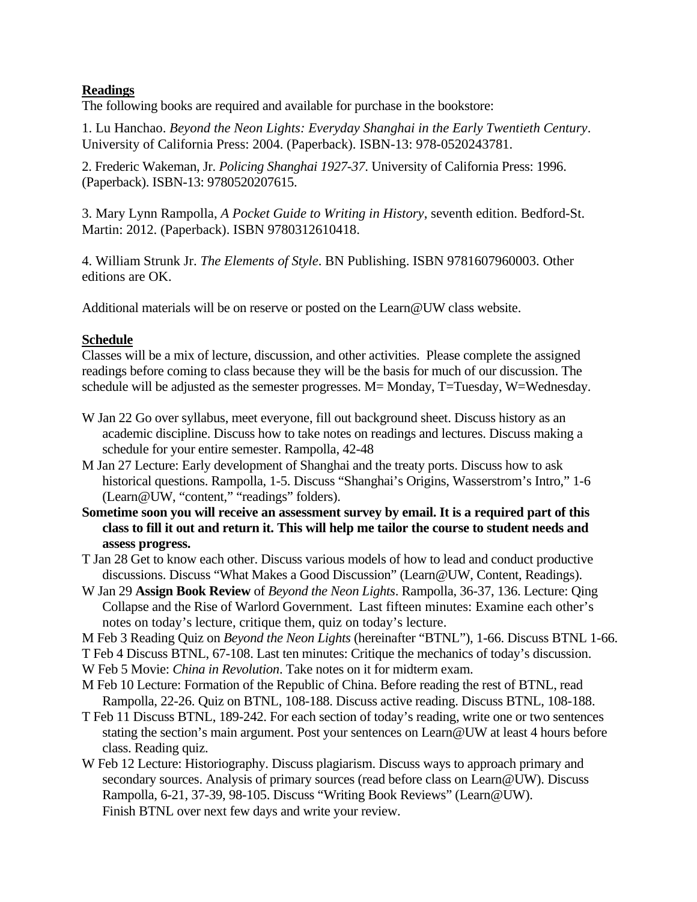**Readings**

The following books are required and available for purchase in the bookstore:

1. Lu Hanchao. *Beyond the Neon Lights: Everyday Shanghai in the Early Twentieth Century*. University of California Press: 2004. (Paperback). ISBN-13: 978-0520243781.

2. Frederic Wakeman, Jr. *Policing Shanghai 1927-37*. University of California Press: 1996. (Paperback). ISBN-13: 9780520207615.

3. Mary Lynn Rampolla, *A Pocket Guide to Writing in History*, seventh edition. Bedford-St. Martin: 2012. (Paperback). ISBN 9780312610418.

4. William Strunk Jr. *The Elements of Style*. BN Publishing. ISBN 9781607960003. Other editions are OK.

Additional materials will be on reserve or posted on the Learn@UW class website.

**Schedule**

Classes will be a mix of lecture, discussion, and other activities. Please complete the assigned readings before coming to class because they will be the basis for much of our discussion. The schedule will be adjusted as the semester progresses. M= Monday, T=Tuesday, W=Wednesday.

W Jan 22 Go over syllabus, meet everyone, fill out background sheet. Discuss history as an academic discipline. Discuss how to take notes on readings and lectures. Discuss making a schedule for your entire semester. Rampolla, 42-48

M Jan 27 Lecture: Early development of Shanghai and the treaty ports. Discuss how to ask historical questions. Rampolla, 1-5. Discuss "Shanghai's Origins, Wasserstrom's Intro," 1-6 (Learn@UW, "content," "readings" folders).

**Sometime soon you will receive an assessment survey by email. It is a required part of this class to fill it out and return it. This will help me tailor the course to student needs and assess progress.**

T Jan 28 Get to know each other. Discuss various models of how to lead and conduct productive discussions. Discuss "What Makes a Good Discussion" (Learn@UW, Content, Readings).

W Jan 29 **Assign Book Review** of *Beyond the Neon Lights*. Rampolla, 36-37, 136. Lecture: Qing Collapse and the Rise of Warlord Government. Last fifteen minutes: Examine each other's notes on today's lecture, critique them, quiz on today's lecture.

M Feb 3 Reading Quiz on *Beyond the Neon Lights* (hereinafter "BTNL"), 1-66. Discuss BTNL 1-66.

T Feb 4 Discuss BTNL, 67-108. Last ten minutes: Critique the mechanics of today's discussion.

W Feb 5 Movie: *China in Revolution*. Take notes on it for midterm exam.

M Feb 10 Lecture: Formation of the Republic of China. Before reading the rest of BTNL, read Rampolla, 22-26. Quiz on BTNL, 108-188. Discuss active reading. Discuss BTNL, 108-188.

T Feb 11 Discuss BTNL, 189-242. For each section of today's reading, write one or two sentences stating the section's main argument. Post your sentences on Learn@UW at least 4 hours before class. Reading quiz.

W Feb 12 Lecture: Historiography. Discuss plagiarism. Discuss ways to approach primary and secondary sources. Analysis of primary sources (read before class on Learn@UW). Discuss Rampolla, 6-21, 37-39, 98-105. Discuss "Writing Book Reviews" (Learn@UW). Finish BTNL over next few days and write your review.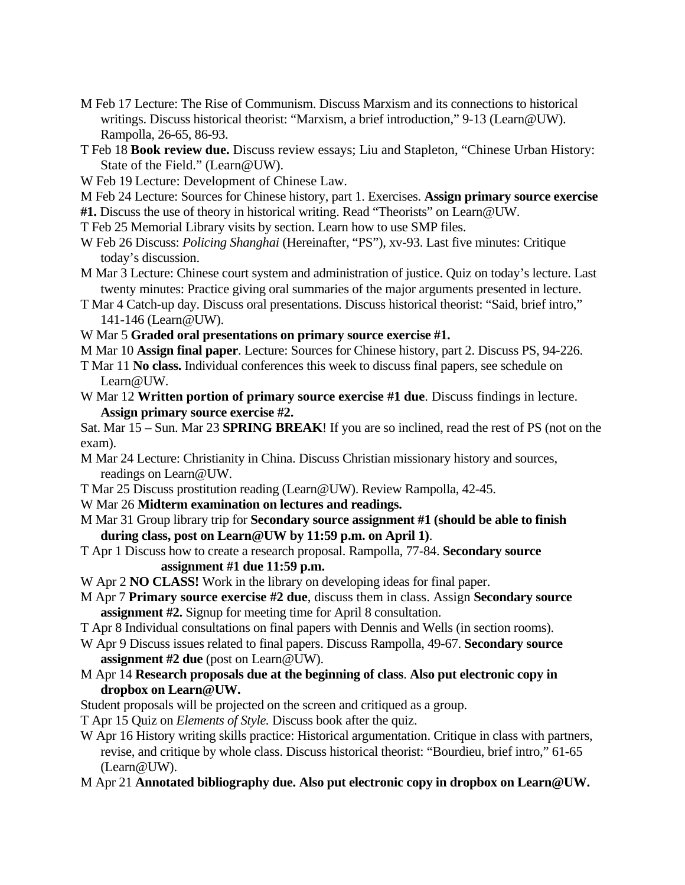M Feb 17 Lecture: The Rise of Communism. Discuss Marxism and its connections to historical writings. Discuss historical theorist: "Marxism, a brief introduction," 9-13 (Learn@UW). Rampolla, 26-65, 86-93.

T Feb 18 **Book review due.** Discuss review essays; Liu and Stapleton, "Chinese Urban History: State of the Field." (Learn@UW).

W Feb 19 Lecture: Development of Chinese Law.

M Feb 24 Lecture: Sources for Chinese history, part 1. Exercises. **Assign primary source exercise #1.** Discuss the use of theory in historical writing. Read "Theorists" on Learn@UW.

T Feb 25 Memorial Library visits by section. Learn how to use SMP files.

W Feb 26 Discuss: *Policing Shanghai* (Hereinafter, "PS"), xv-93. Last five minutes: Critique today's discussion.

M Mar 3 Lecture: Chinese court system and administration of justice. Quiz on today's lecture. Last twenty minutes: Practice giving oral summaries of the major arguments presented in lecture.

T Mar 4 Catch-up day. Discuss oral presentations. Discuss historical theorist: "Said, brief intro," 141-146 (Learn@UW).

W Mar 5 **Graded oral presentations on primary source exercise #1.**

M Mar 10 **Assign final paper**. Lecture: Sources for Chinese history, part 2. Discuss PS, 94-226.

T Mar 11 **No class.** Individual conferences this week to discuss final papers, see schedule on Learn@UW.

W Mar 12 **Written portion of primary source exercise #1 due**. Discuss findings in lecture. **Assign primary source exercise #2.**

Sat. Mar 15 – Sun. Mar 23 **SPRING BREAK**! If you are so inclined, read the rest of PS (not on the exam).

M Mar 24 Lecture: Christianity in China. Discuss Christian missionary history and sources, readings on Learn@UW.

T Mar 25 Discuss prostitution reading (Learn@UW). Review Rampolla, 42-45.

W Mar 26 **Midterm examination on lectures and readings.**

M Mar 31 Group library trip for **Secondary source assignment #1 (should be able to finish during class, post on Learn@UW by 11:59 p.m. on April 1)**.

T Apr 1 Discuss how to create a research proposal. Rampolla, 77-84. **Secondary source assignment #1 due 11:59 p.m.**

W Apr 2 **NO CLASS!** Work in the library on developing ideas for final paper.

M Apr 7 **Primary source exercise #2 due**, discuss them in class. Assign **Secondary source assignment #2.** Signup for meeting time for April 8 consultation.

T Apr 8 Individual consultations on final papers with Dennis and Wells (in section rooms).

W Apr 9 Discuss issues related to final papers. Discuss Rampolla, 49-67. **Secondary source assignment #2 due** (post on Learn@UW).

M Apr 14 **Research proposals due at the beginning of class**. **Also put electronic copy in dropbox on Learn@UW.**

Student proposals will be projected on the screen and critiqued as a group.

T Apr 15 Quiz on *Elements of Style.* Discuss book after the quiz.

W Apr 16 History writing skills practice: Historical argumentation. Critique in class with partners, revise, and critique by whole class. Discuss historical theorist: "Bourdieu, brief intro," 61-65 (Learn@UW).

M Apr 21 **Annotated bibliography due. Also put electronic copy in dropbox on Learn@UW.**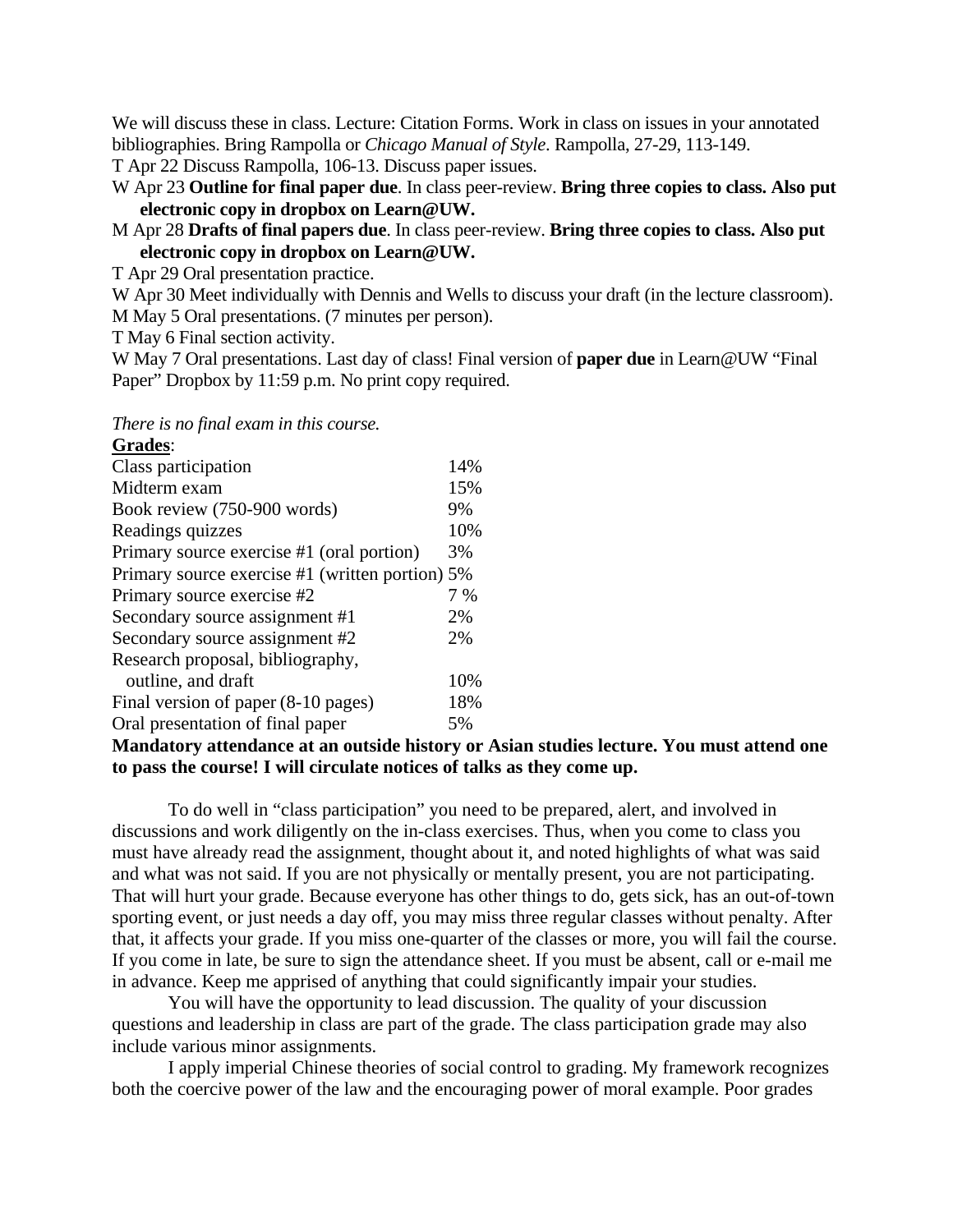We will discuss these in class. Lecture: Citation Forms. Work in class on issues in your annotated bibliographies. Bring Rampolla or *Chicago Manual of Style*. Rampolla, 27-29, 113-149.

T Apr 22 Discuss Rampolla, 106-13. Discuss paper issues.

W Apr 23 **Outline for final paper due**. In class peer-review. **Bring three copies to class. Also put electronic copy in dropbox on Learn@UW.**

M Apr 28 **Drafts of final papers due**. In class peer-review. **Bring three copies to class. Also put electronic copy in dropbox on Learn@UW.**

T Apr 29 Oral presentation practice.

W Apr 30 Meet individually with Dennis and Wells to discuss your draft (in the lecture classroom).

M May 5 Oral presentations. (7 minutes per person).

T May 6 Final section activity.

W May 7 Oral presentations. Last day of class! Final version of **paper due** in Learn@UW "Final Paper" Dropbox by 11:59 p.m. No print copy required.

*There is no final exam in this course.*

**Grades**:

| | |
|---|---|
| Class participation | 14% |
| Midterm exam | 15% |
| Book review (750-900 words) | 9% |
| Readings quizzes | 10% |
| Primary source exercise #1 (oral portion) | 3% |
| Primary source exercise #1 (written portion) | 5% |
| Primary source exercise #2 | 7 % |
| Secondary source assignment #1 | 2% |
| Secondary source assignment #2 | 2% |
| Research proposal, bibliography, outline, and draft | 10% |
| Final version of paper (8-10 pages) | 18% |
| Oral presentation of final paper | 5% |

**Mandatory attendance at an outside history or Asian studies lecture. You must attend one to pass the course! I will circulate notices of talks as they come up.**

To do well in "class participation" you need to be prepared, alert, and involved in discussions and work diligently on the in-class exercises. Thus, when you come to class you must have already read the assignment, thought about it, and noted highlights of what was said and what was not said. If you are not physically or mentally present, you are not participating. That will hurt your grade. Because everyone has other things to do, gets sick, has an out-of-town sporting event, or just needs a day off, you may miss three regular classes without penalty. After that, it affects your grade. If you miss one-quarter of the classes or more, you will fail the course. If you come in late, be sure to sign the attendance sheet. If you must be absent, call or e-mail me in advance. Keep me apprised of anything that could significantly impair your studies.

You will have the opportunity to lead discussion. The quality of your discussion questions and leadership in class are part of the grade. The class participation grade may also include various minor assignments.

I apply imperial Chinese theories of social control to grading. My framework recognizes both the coercive power of the law and the encouraging power of moral example. Poor grades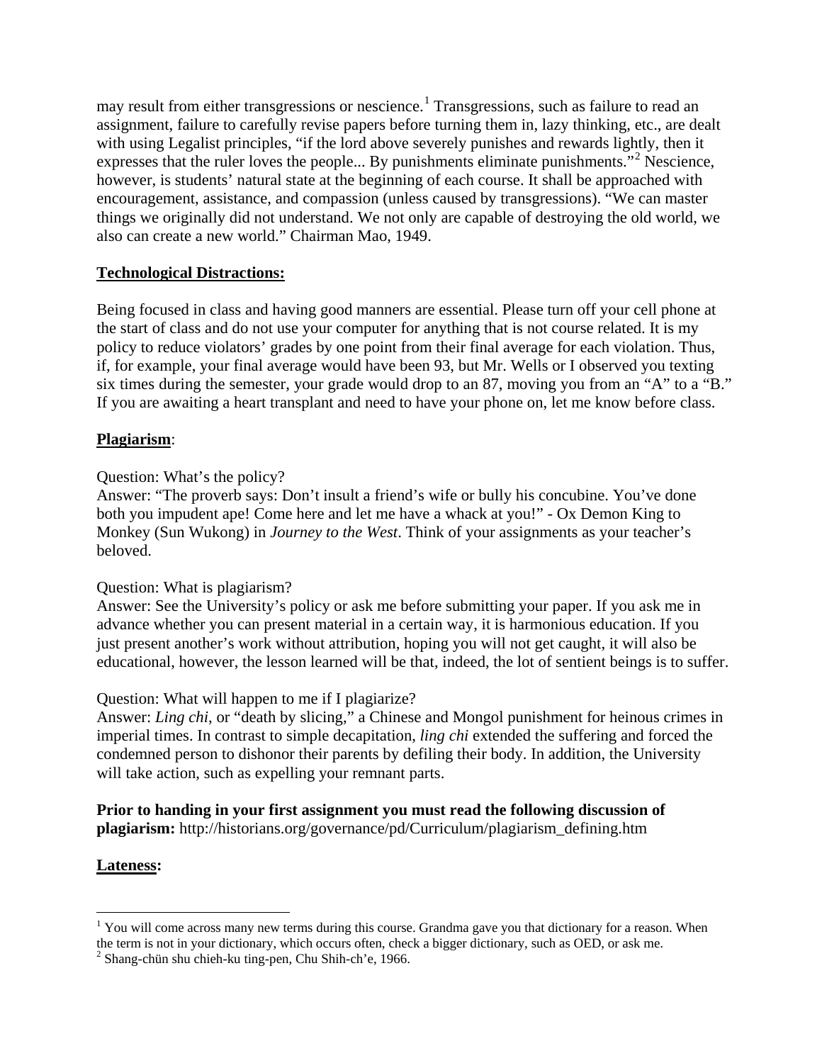may result from either transgressions or nescience.[1] Transgressions, such as failure to read an assignment, failure to carefully revise papers before turning them in, lazy thinking, etc., are dealt with using Legalist principles, "if the lord above severely punishes and rewards lightly, then it expresses that the ruler loves the people... By punishments eliminate punishments."[2] Nescience, however, is students' natural state at the beginning of each course. It shall be approached with encouragement, assistance, and compassion (unless caused by transgressions). "We can master things we originally did not understand. We not only are capable of destroying the old world, we also can create a new world." Chairman Mao, 1949.

**Technological Distractions:**

Being focused in class and having good manners are essential. Please turn off your cell phone at the start of class and do not use your computer for anything that is not course related. It is my policy to reduce violators' grades by one point from their final average for each violation. Thus, if, for example, your final average would have been 93, but Mr. Wells or I observed you texting six times during the semester, your grade would drop to an 87, moving you from an "A" to a "B." If you are awaiting a heart transplant and need to have your phone on, let me know before class.

**Plagiarism**:

Question: What's the policy?
Answer: "The proverb says: Don't insult a friend's wife or bully his concubine. You've done both you impudent ape! Come here and let me have a whack at you!" - Ox Demon King to Monkey (Sun Wukong) in *Journey to the West*. Think of your assignments as your teacher's beloved.

Question: What is plagiarism?
Answer: See the University's policy or ask me before submitting your paper. If you ask me in advance whether you can present material in a certain way, it is harmonious education. If you just present another's work without attribution, hoping you will not get caught, it will also be educational, however, the lesson learned will be that, indeed, the lot of sentient beings is to suffer.

Question: What will happen to me if I plagiarize?
Answer: *Ling chi*, or "death by slicing," a Chinese and Mongol punishment for heinous crimes in imperial times. In contrast to simple decapitation, *ling chi* extended the suffering and forced the condemned person to dishonor their parents by defiling their body. In addition, the University will take action, such as expelling your remnant parts.

**Prior to handing in your first assignment you must read the following discussion of plagiarism:** http://historians.org/governance/pd/Curriculum/plagiarism_defining.htm

**Lateness:**

[1] You will come across many new terms during this course. Grandma gave you that dictionary for a reason. When the term is not in your dictionary, which occurs often, check a bigger dictionary, such as OED, or ask me.

[2] Shang-chün shu chieh-ku ting-pen, Chu Shih-ch'e, 1966.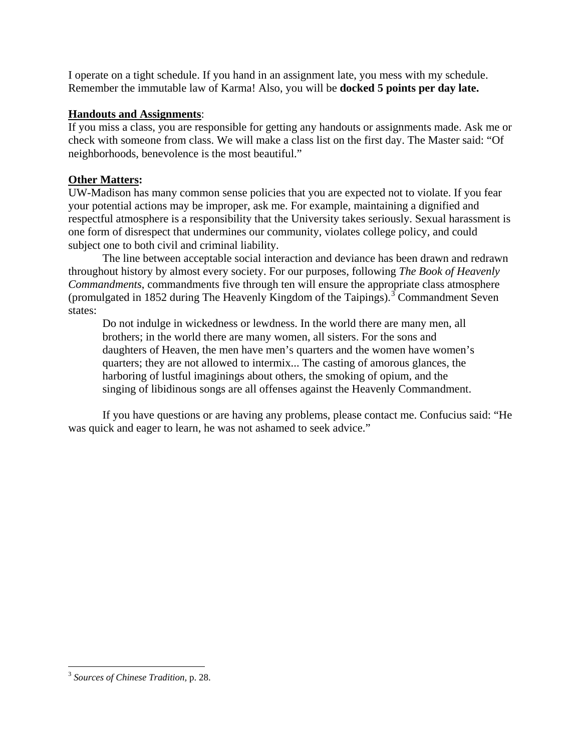I operate on a tight schedule. If you hand in an assignment late, you mess with my schedule. Remember the immutable law of Karma! Also, you will be **docked 5 points per day late.**

**Handouts and Assignments**:
If you miss a class, you are responsible for getting any handouts or assignments made. Ask me or check with someone from class. We will make a class list on the first day. The Master said: "Of neighborhoods, benevolence is the most beautiful."

**Other Matters:**
UW-Madison has many common sense policies that you are expected not to violate. If you fear your potential actions may be improper, ask me. For example, maintaining a dignified and respectful atmosphere is a responsibility that the University takes seriously. Sexual harassment is one form of disrespect that undermines our community, violates college policy, and could subject one to both civil and criminal liability.

The line between acceptable social interaction and deviance has been drawn and redrawn throughout history by almost every society. For our purposes, following *The Book of Heavenly Commandments*, commandments five through ten will ensure the appropriate class atmosphere (promulgated in 1852 during The Heavenly Kingdom of the Taipings).[3] Commandment Seven states:

> Do not indulge in wickedness or lewdness. In the world there are many men, all brothers; in the world there are many women, all sisters. For the sons and daughters of Heaven, the men have men's quarters and the women have women's quarters; they are not allowed to intermix... The casting of amorous glances, the harboring of lustful imaginings about others, the smoking of opium, and the singing of libidinous songs are all offenses against the Heavenly Commandment.

If you have questions or are having any problems, please contact me. Confucius said: "He was quick and eager to learn, he was not ashamed to seek advice."

---

[3] *Sources of Chinese Tradition,* p. 28.